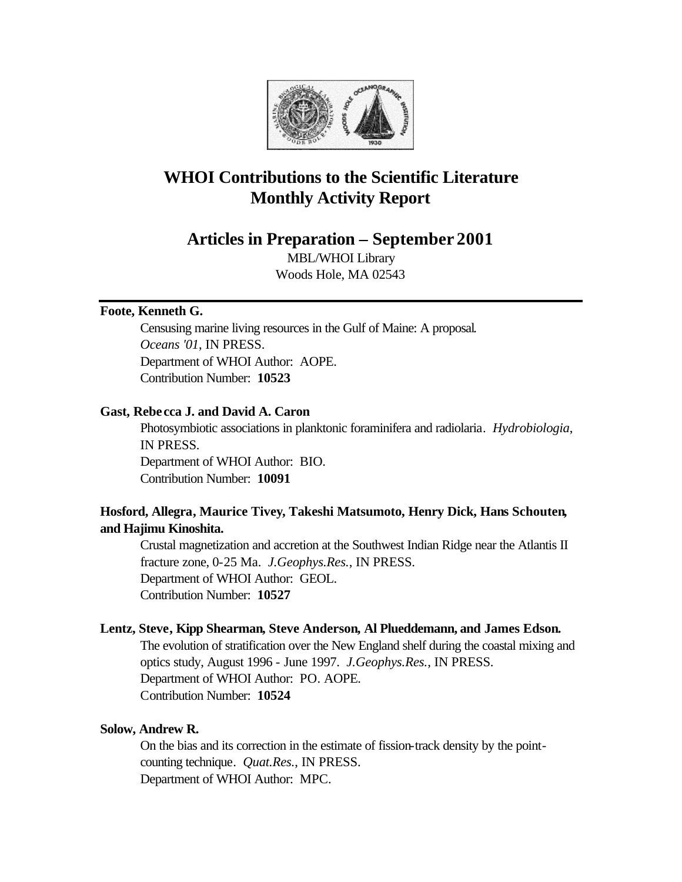# WHOI Contributions to the Scientific Literature
# Monthly Activity Report

## Articles in Preparation – September 2001

MBL/WHOI Library
Woods Hole, MA 02543

---

**Foote, Kenneth G.**

Censusing marine living resources in the Gulf of Maine: A proposal. *Oceans '01*, IN PRESS.
Department of WHOI Author: AOPE.
Contribution Number: **10523**

**Gast, Rebecca J. and David A. Caron**

Photosymbiotic associations in planktonic foraminifera and radiolaria. *Hydrobiologia*, IN PRESS.
Department of WHOI Author: BIO.
Contribution Number: **10091**

**Hosford, Allegra, Maurice Tivey, Takeshi Matsumoto, Henry Dick, Hans Schouten, and Hajimu Kinoshita.**

Crustal magnetization and accretion at the Southwest Indian Ridge near the Atlantis II fracture zone, 0-25 Ma. *J.Geophys.Res.*, IN PRESS.
Department of WHOI Author: GEOL.
Contribution Number: **10527**

**Lentz, Steve, Kipp Shearman, Steve Anderson, Al Plueddemann, and James Edson.**

The evolution of stratification over the New England shelf during the coastal mixing and optics study, August 1996 - June 1997. *J.Geophys.Res.*, IN PRESS.
Department of WHOI Author: PO. AOPE.
Contribution Number: **10524**

**Solow, Andrew R.**

On the bias and its correction in the estimate of fission-track density by the point-counting technique. *Quat.Res.*, IN PRESS.
Department of WHOI Author: MPC.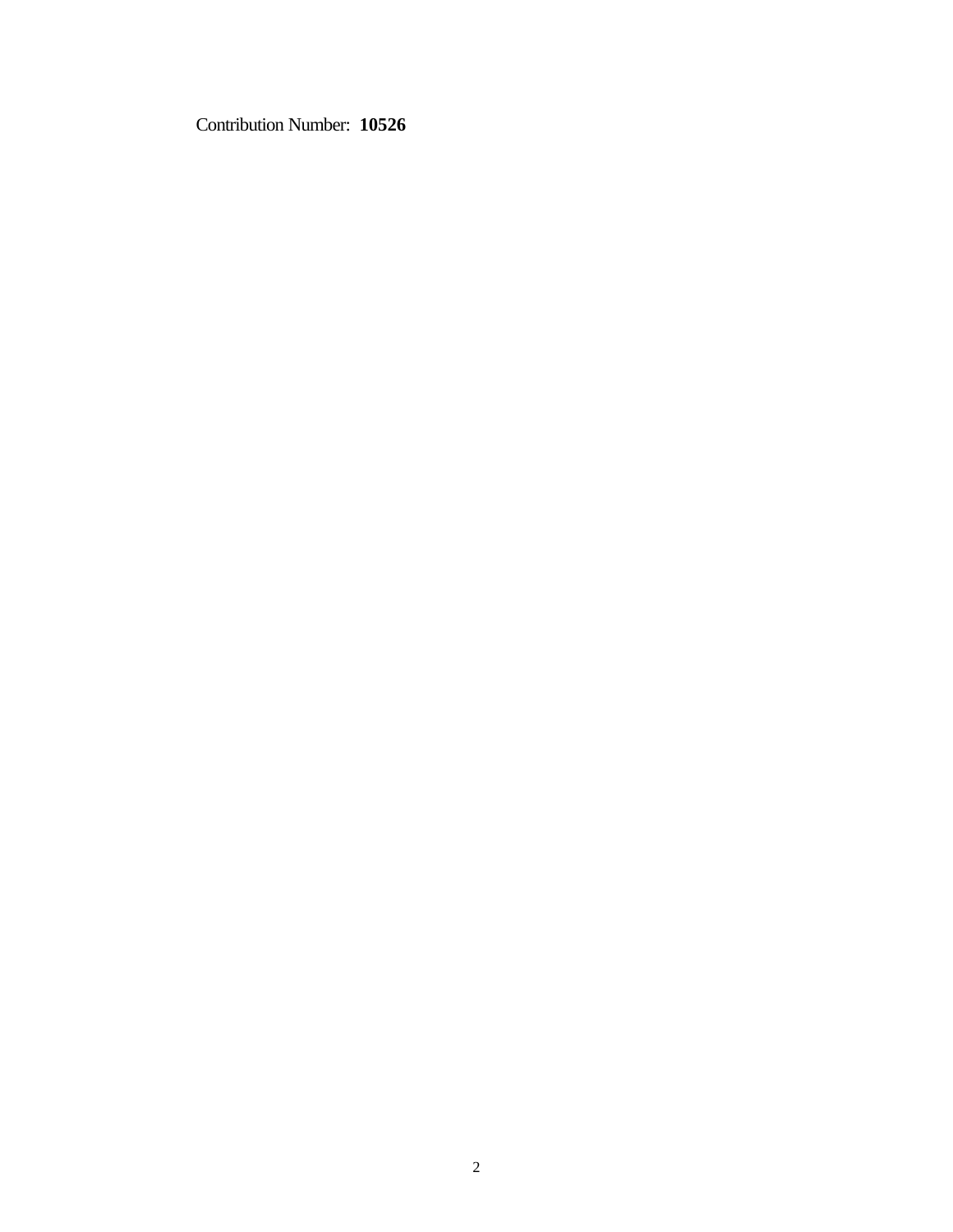Contribution Number: **10526**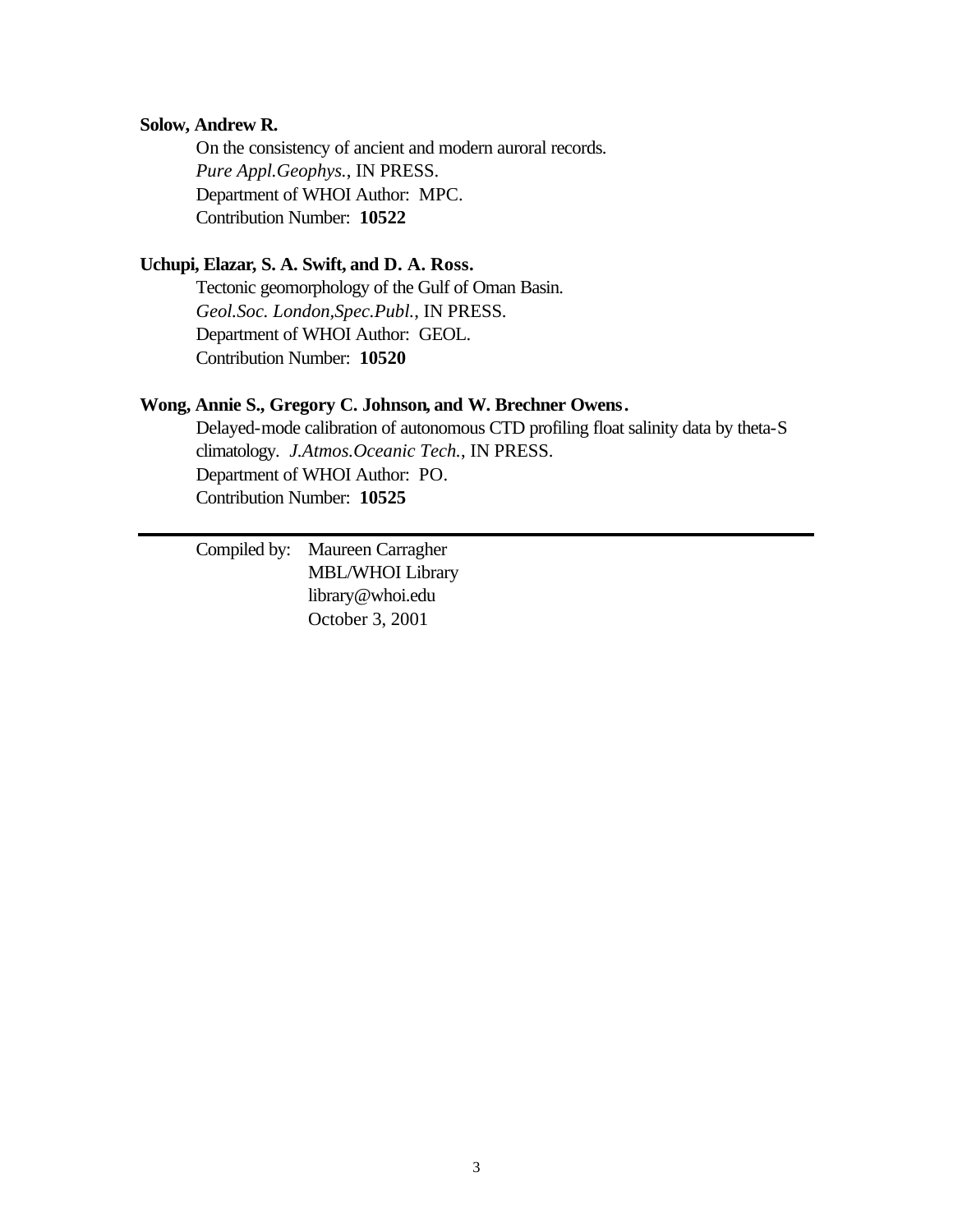**Solow, Andrew R.**

On the consistency of ancient and modern auroral records.
*Pure Appl.Geophys.*, IN PRESS.
Department of WHOI Author: MPC.
Contribution Number: **10522**

**Uchupi, Elazar, S. A. Swift, and D. A. Ross.**

Tectonic geomorphology of the Gulf of Oman Basin.
*Geol.Soc. London,Spec.Publ.*, IN PRESS.
Department of WHOI Author: GEOL.
Contribution Number: **10520**

**Wong, Annie S., Gregory C. Johnson, and W. Brechner Owens.**

Delayed-mode calibration of autonomous CTD profiling float salinity data by theta-S climatology. *J.Atmos.Oceanic Tech.*, IN PRESS.
Department of WHOI Author: PO.
Contribution Number: **10525**

---

Compiled by: Maureen Carragher
MBL/WHOI Library
library@whoi.edu
October 3, 2001